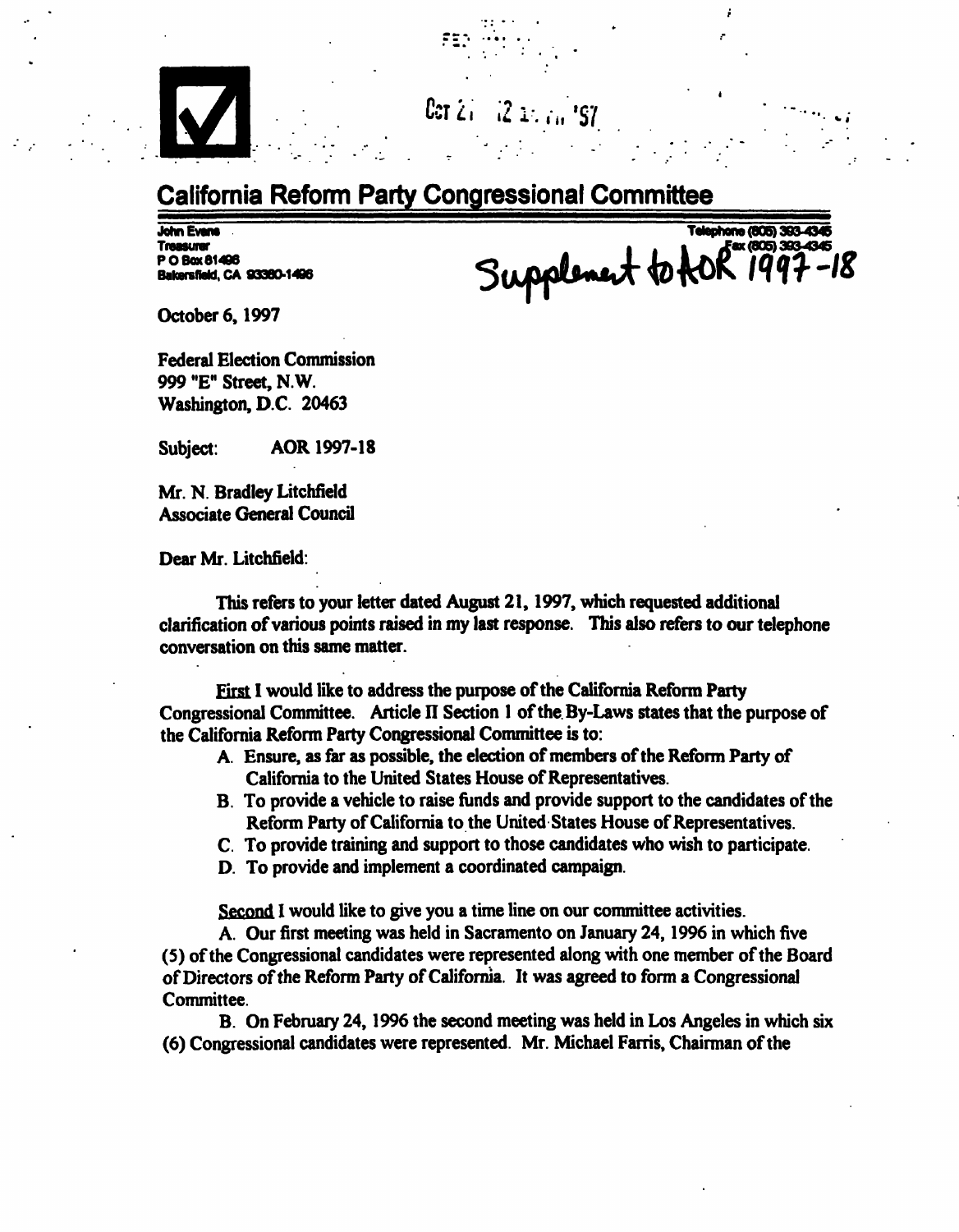Oct 21 12 11 AM '97

## California Reform Party Congressional Committee

John Evans
Treasurer
P O Box 81496
Bakersfield, CA 93380-1496

Telephone (805) 393-4345
Fax (805) 393-4345

Supplement to AOR 1997-18

October 6, 1997

Federal Election Commission
999 "E" Street, N.W.
Washington, D.C. 20463

Subject: AOR 1997-18

Mr. N. Bradley Litchfield
Associate General Council

Dear Mr. Litchfield:

This refers to your letter dated August 21, 1997, which requested additional clarification of various points raised in my last response. This also refers to our telephone conversation on this same matter.

First I would like to address the purpose of the California Reform Party Congressional Committee. Article II Section 1 of the By-Laws states that the purpose of the California Reform Party Congressional Committee is to:

A. Ensure, as far as possible, the election of members of the Reform Party of California to the United States House of Representatives.
B. To provide a vehicle to raise funds and provide support to the candidates of the Reform Party of California to the United States House of Representatives.
C. To provide training and support to those candidates who wish to participate.
D. To provide and implement a coordinated campaign.

Second I would like to give you a time line on our committee activities.

A. Our first meeting was held in Sacramento on January 24, 1996 in which five (5) of the Congressional candidates were represented along with one member of the Board of Directors of the Reform Party of California. It was agreed to form a Congressional Committee.

B. On February 24, 1996 the second meeting was held in Los Angeles in which six (6) Congressional candidates were represented. Mr. Michael Farris, Chairman of the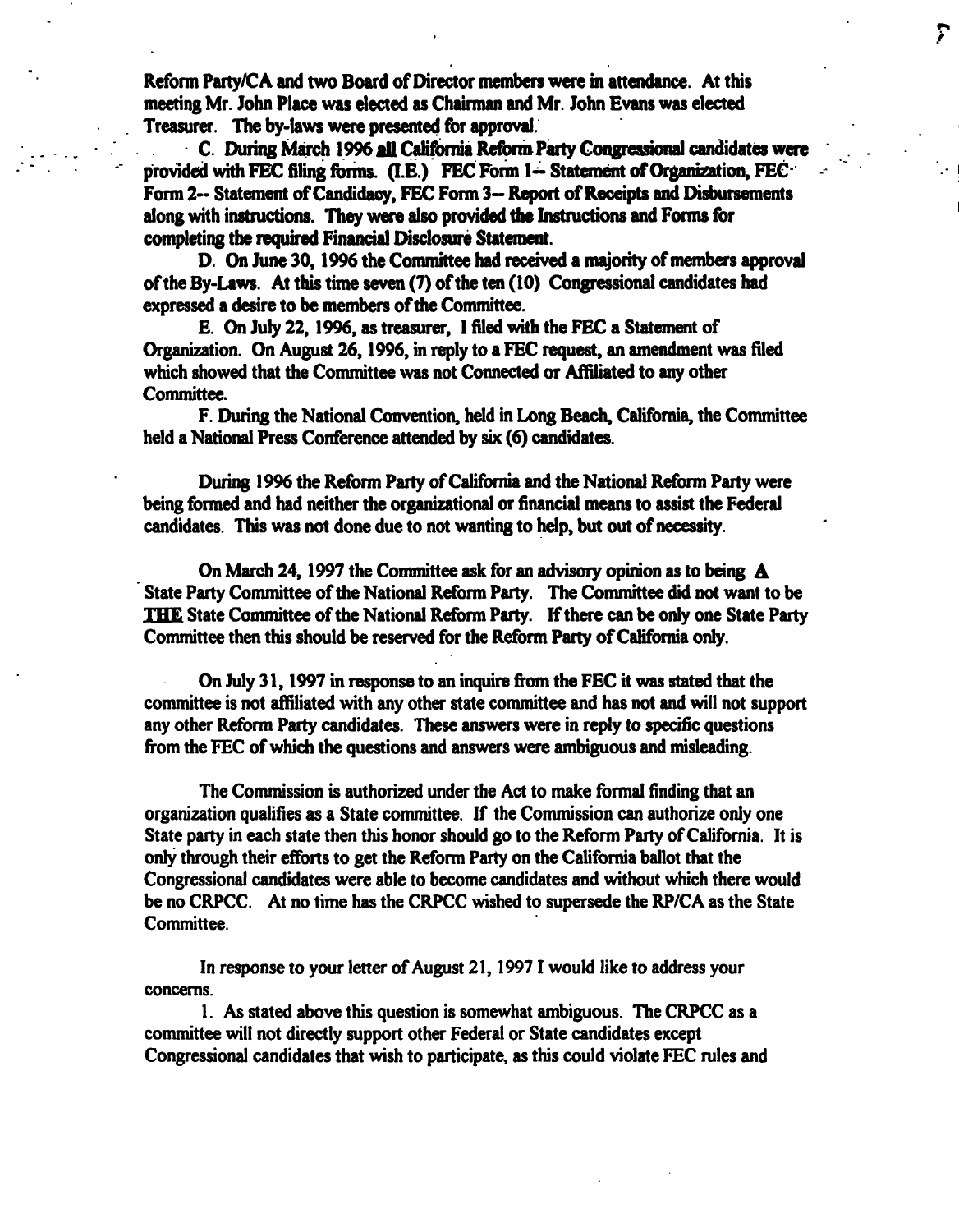Reform Party/CA and two Board of Director members were in attendance. At this meeting Mr. John Place was elected as Chairman and Mr. John Evans was elected Treasurer. The by-laws were presented for approval.

C. During March 1996 **all** California Reform Party Congressional candidates were provided with FEC filing forms. (I.E.) FEC Form 1-- Statement of Organization, FEC Form 2-- Statement of Candidacy, FEC Form 3-- Report of Receipts and Disbursements along with instructions. They were also provided the Instructions and Forms for completing the required Financial Disclosure Statement.

D. On June 30, 1996 the Committee had received a majority of members approval of the By-Laws. At this time seven (7) of the ten (10) Congressional candidates had expressed a desire to be members of the Committee.

E. On July 22, 1996, as treasurer, I filed with the FEC a Statement of Organization. On August 26, 1996, in reply to a FEC request, an amendment was filed which showed that the Committee was not Connected or Affiliated to any other Committee.

F. During the National Convention, held in Long Beach, California, the Committee held a National Press Conference attended by six (6) candidates.

During 1996 the Reform Party of California and the National Reform Party were being formed and had neither the organizational or financial means to assist the Federal candidates. This was not done due to not wanting to help, but out of necessity.

On March 24, 1997 the Committee ask for an advisory opinion as to being **A** State Party Committee of the National Reform Party. The Committee did not want to be **THE** State Committee of the National Reform Party. If there can be only one State Party Committee then this should be reserved for the Reform Party of California only.

On July 31, 1997 in response to an inquire from the FEC it was stated that the committee is not affiliated with any other state committee and has not and will not support any other Reform Party candidates. These answers were in reply to specific questions from the FEC of which the questions and answers were ambiguous and misleading.

The Commission is authorized under the Act to make formal finding that an organization qualifies as a State committee. If the Commission can authorize only one State party in each state then this honor should go to the Reform Party of California. It is only through their efforts to get the Reform Party on the California ballot that the Congressional candidates were able to become candidates and without which there would be no CRPCC. At no time has the CRPCC wished to supersede the RP/CA as the State Committee.

In response to your letter of August 21, 1997 I would like to address your concerns.

1. As stated above this question is somewhat ambiguous. The CRPCC as a committee will not directly support other Federal or State candidates except Congressional candidates that wish to participate, as this could violate FEC rules and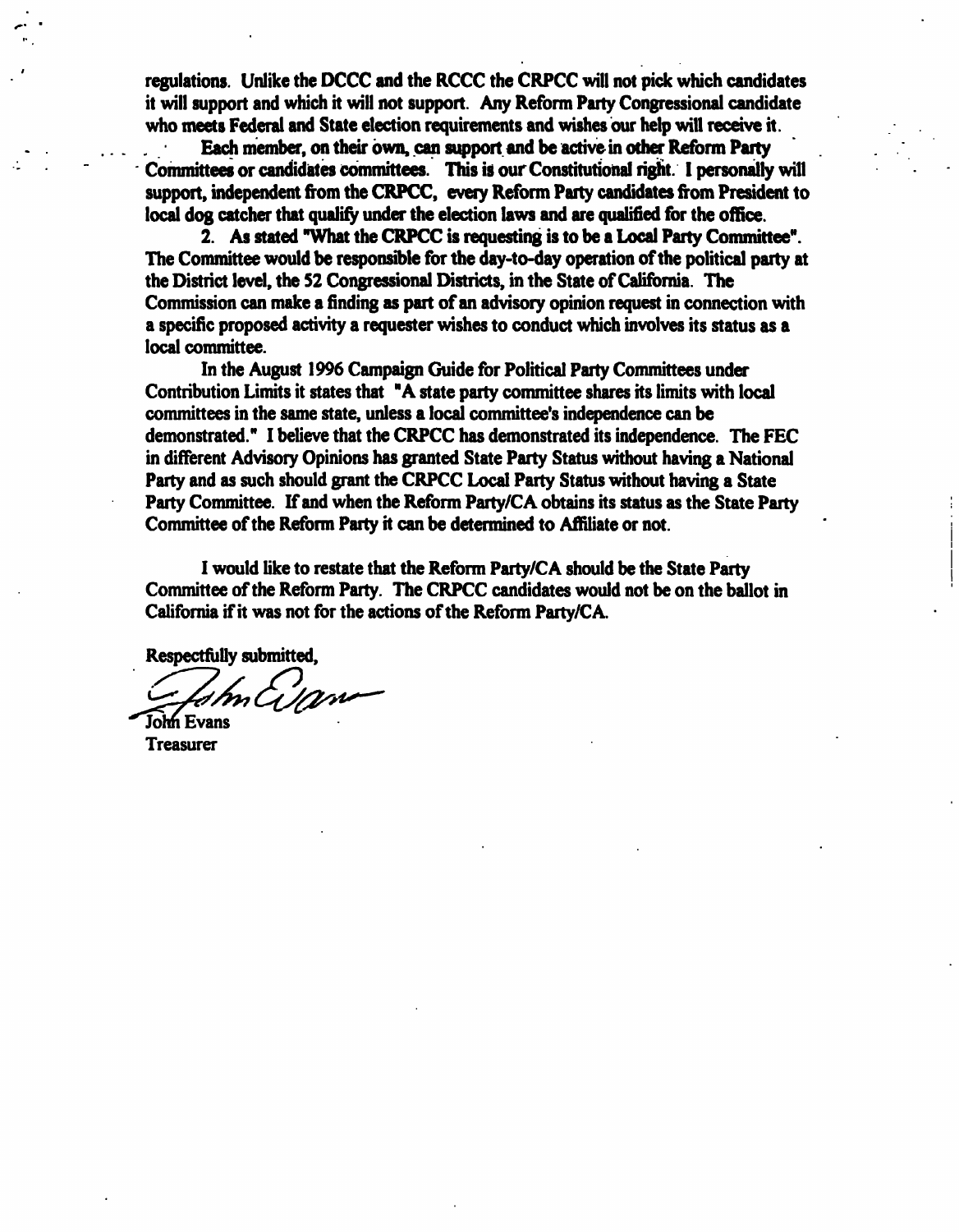regulations. Unlike the DCCC and the RCCC the CRPCC will not pick which candidates it will support and which it will not support. Any Reform Party Congressional candidate who meets Federal and State election requirements and wishes our help will receive it.

Each member, on their own, can support and be active in other Reform Party Committees or candidates committees. This is our Constitutional right. I personally will support, independent from the CRPCC, every Reform Party candidates from President to local dog catcher that qualify under the election laws and are qualified for the office.

2. As stated "What the CRPCC is requesting is to be a Local Party Committee". The Committee would be responsible for the day-to-day operation of the political party at the District level, the 52 Congressional Districts, in the State of California. The Commission can make a finding as part of an advisory opinion request in connection with a specific proposed activity a requester wishes to conduct which involves its status as a local committee.

In the August 1996 Campaign Guide for Political Party Committees under Contribution Limits it states that "A state party committee shares its limits with local committees in the same state, unless a local committee's independence can be demonstrated." I believe that the CRPCC has demonstrated its independence. The FEC in different Advisory Opinions has granted State Party Status without having a National Party and as such should grant the CRPCC Local Party Status without having a State Party Committee. If and when the Reform Party/CA obtains its status as the State Party Committee of the Reform Party it can be determined to Affiliate or not.

I would like to restate that the Reform Party/CA should be the State Party Committee of the Reform Party. The CRPCC candidates would not be on the ballot in California if it was not for the actions of the Reform Party/CA.

Respectfully submitted,

John Evans

John Evans
Treasurer